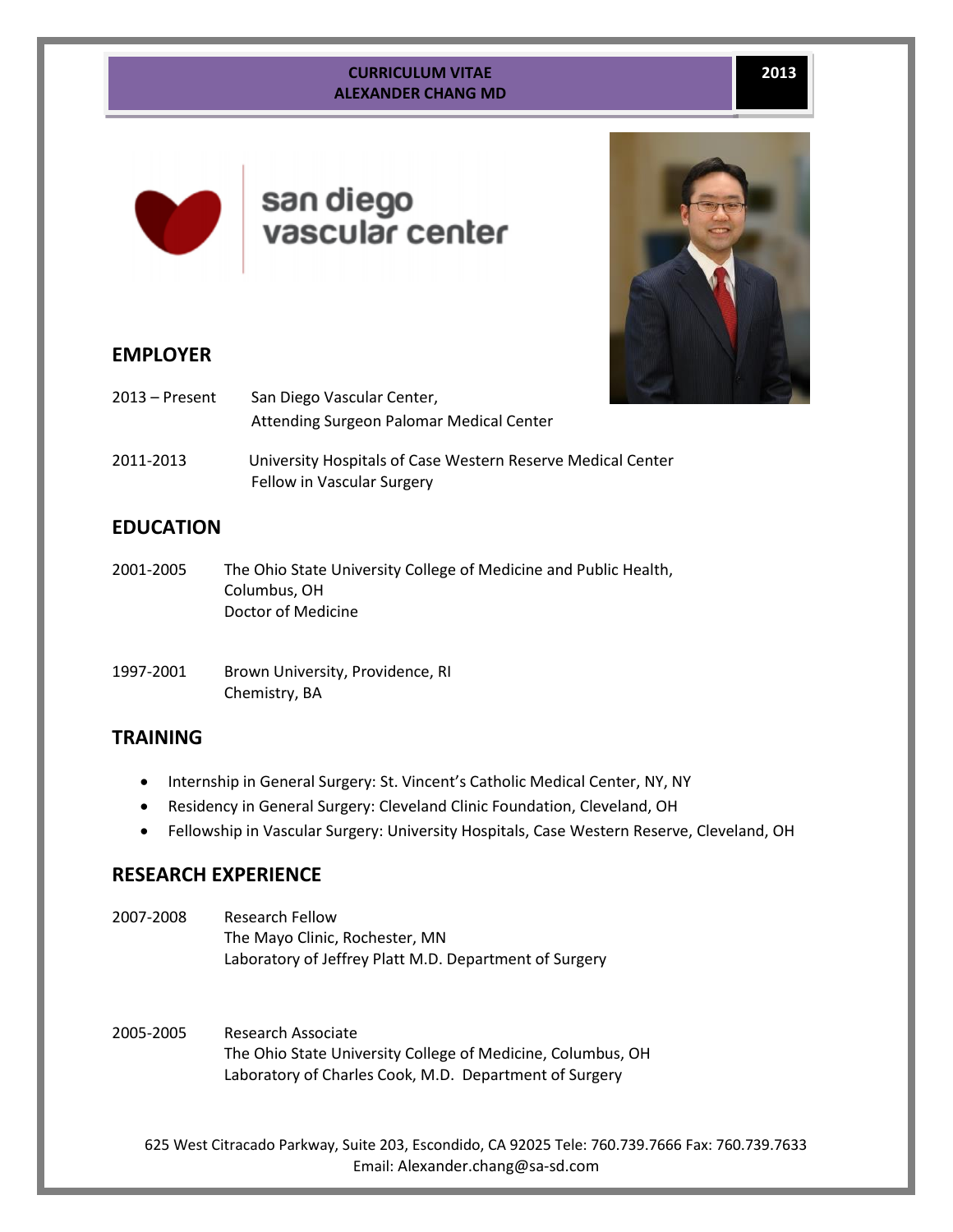# CURRICULUM VITAE
# ALEXANDER CHANG MD

2013

san diego
vascular center

## EMPLOYER

2013 – Present San Diego Vascular Center,
Attending Surgeon Palomar Medical Center

2011-2013 University Hospitals of Case Western Reserve Medical Center
Fellow in Vascular Surgery

## EDUCATION

2001-2005 The Ohio State University College of Medicine and Public Health,
Columbus, OH
Doctor of Medicine

1997-2001 Brown University, Providence, RI
Chemistry, BA

## TRAINING

- Internship in General Surgery: St. Vincent's Catholic Medical Center, NY, NY
- Residency in General Surgery: Cleveland Clinic Foundation, Cleveland, OH
- Fellowship in Vascular Surgery: University Hospitals, Case Western Reserve, Cleveland, OH

## RESEARCH EXPERIENCE

2007-2008 Research Fellow
The Mayo Clinic, Rochester, MN
Laboratory of Jeffrey Platt M.D. Department of Surgery

2005-2005 Research Associate
The Ohio State University College of Medicine, Columbus, OH
Laboratory of Charles Cook, M.D. Department of Surgery

625 West Citracado Parkway, Suite 203, Escondido, CA 92025 Tele: 760.739.7666 Fax: 760.739.7633
Email: Alexander.chang@sa-sd.com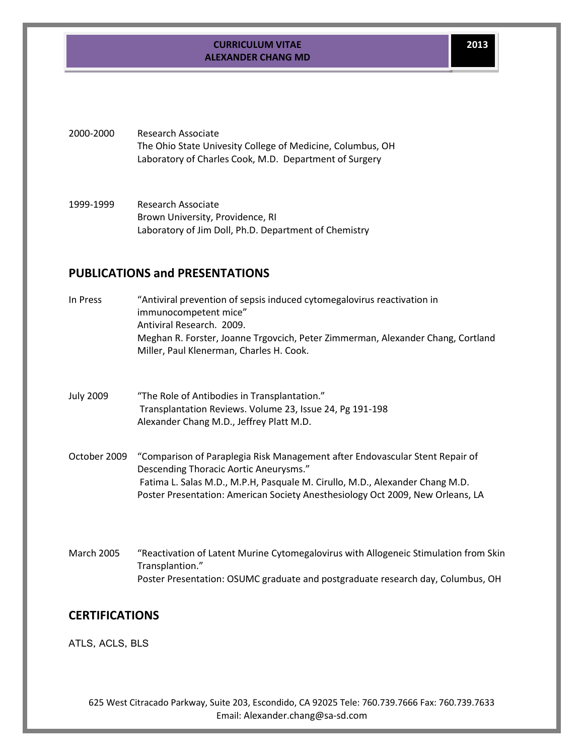2000-2000 Research Associate
The Ohio State Univesity College of Medicine, Columbus, OH
Laboratory of Charles Cook, M.D. Department of Surgery

1999-1999 Research Associate
Brown University, Providence, RI
Laboratory of Jim Doll, Ph.D. Department of Chemistry

## PUBLICATIONS and PRESENTATIONS

In Press "Antiviral prevention of sepsis induced cytomegalovirus reactivation in immunocompetent mice"
Antiviral Research. 2009.
Meghan R. Forster, Joanne Trgovcich, Peter Zimmerman, Alexander Chang, Cortland Miller, Paul Klenerman, Charles H. Cook.

July 2009 "The Role of Antibodies in Transplantation."
Transplantation Reviews. Volume 23, Issue 24, Pg 191-198
Alexander Chang M.D., Jeffrey Platt M.D.

October 2009 "Comparison of Paraplegia Risk Management after Endovascular Stent Repair of Descending Thoracic Aortic Aneurysms."
Fatima L. Salas M.D., M.P.H, Pasquale M. Cirullo, M.D., Alexander Chang M.D.
Poster Presentation: American Society Anesthesiology Oct 2009, New Orleans, LA

March 2005 "Reactivation of Latent Murine Cytomegalovirus with Allogeneic Stimulation from Skin Transplantion."
Poster Presentation: OSUMC graduate and postgraduate research day, Columbus, OH

## CERTIFICATIONS

ATLS, ACLS, BLS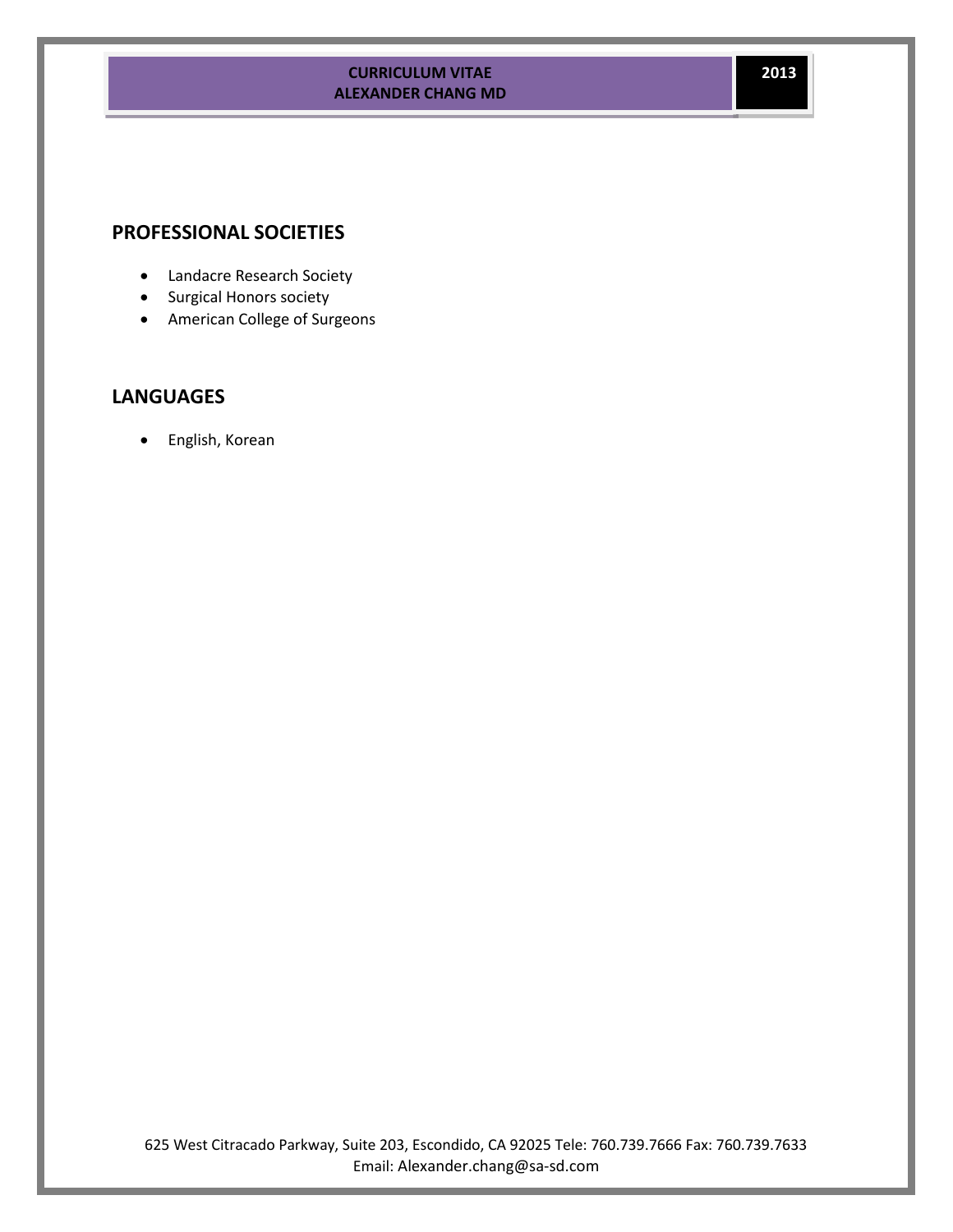## PROFESSIONAL SOCIETIES

- Landacre Research Society
- Surgical Honors society
- American College of Surgeons

## LANGUAGES

- English, Korean